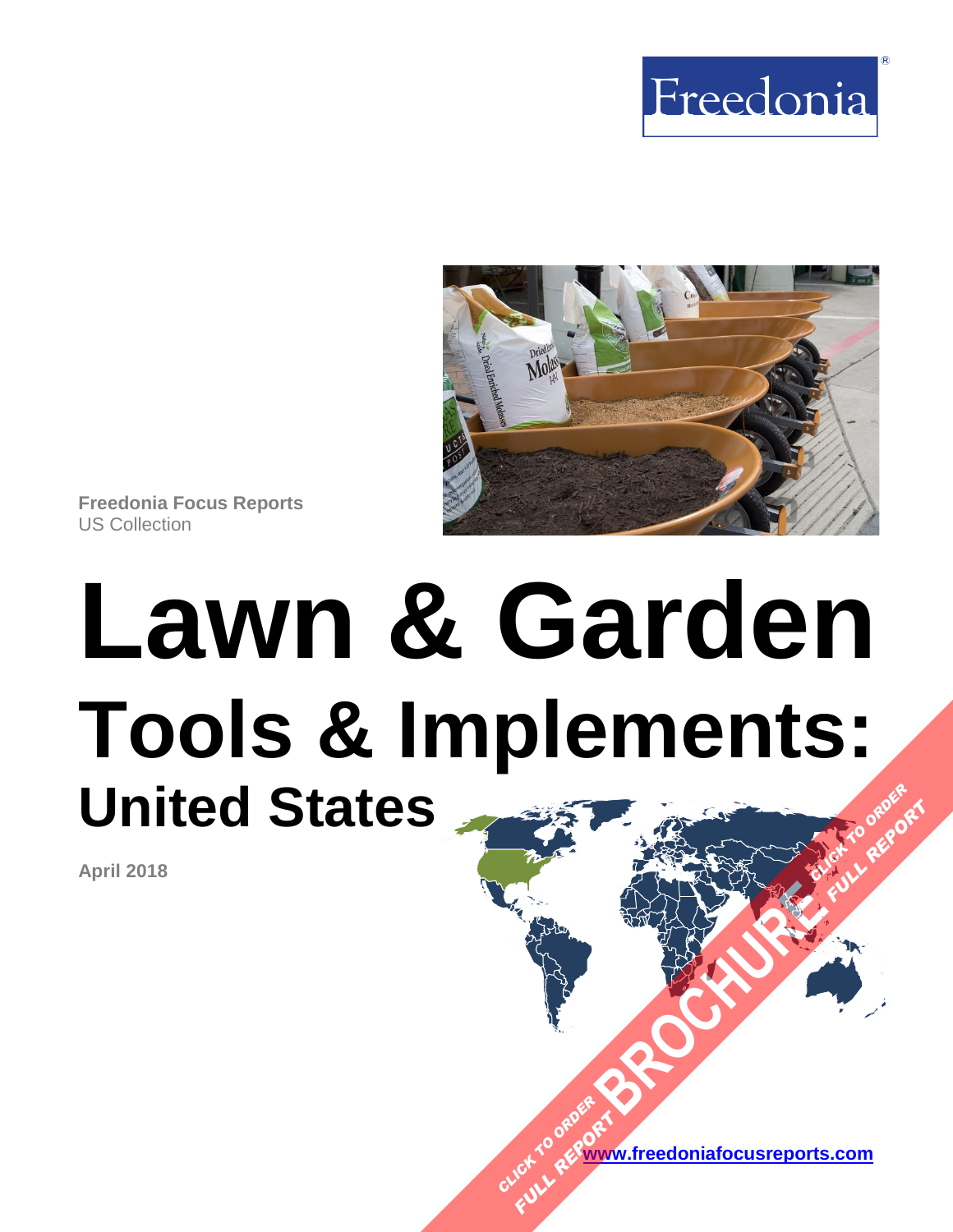Freedonia®

Freedonia Focus Reports
US Collection

# Lawn & Garden

## Tools & Implements:

### United States

April 2018

CLICK TO ORDER FULL REPORT BROCHURE CLICK TO ORDER FULL REPORT

www.freedoniafocusreports.com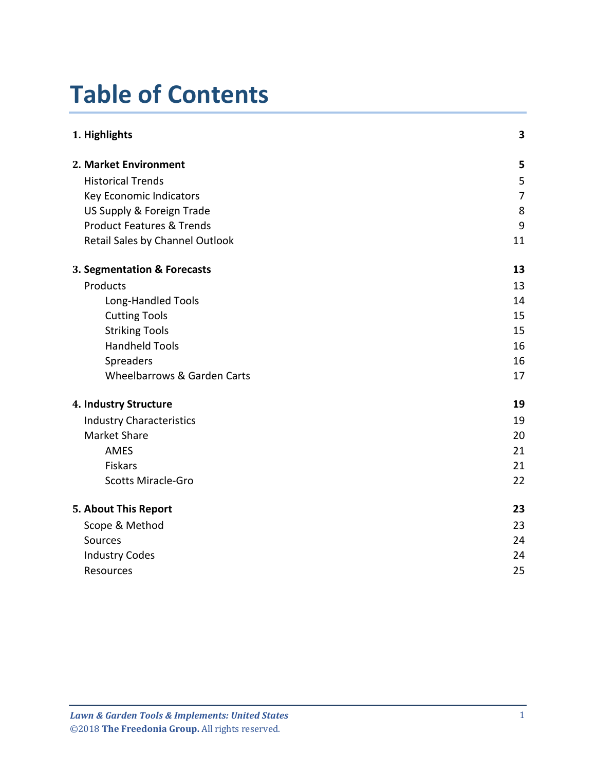# Table of Contents

| | |
|---|---|
| **1. Highlights** | **3** |
| **2. Market Environment** | **5** |
| Historical Trends | 5 |
| Key Economic Indicators | 7 |
| US Supply & Foreign Trade | 8 |
| Product Features & Trends | 9 |
| Retail Sales by Channel Outlook | 11 |
| **3. Segmentation & Forecasts** | **13** |
| Products | 13 |
| Long-Handled Tools | 14 |
| Cutting Tools | 15 |
| Striking Tools | 15 |
| Handheld Tools | 16 |
| Spreaders | 16 |
| Wheelbarrows & Garden Carts | 17 |
| **4. Industry Structure** | **19** |
| Industry Characteristics | 19 |
| Market Share | 20 |
| AMES | 21 |
| Fiskars | 21 |
| Scotts Miracle-Gro | 22 |
| **5. About This Report** | **23** |
| Scope & Method | 23 |
| Sources | 24 |
| Industry Codes | 24 |
| Resources | 25 |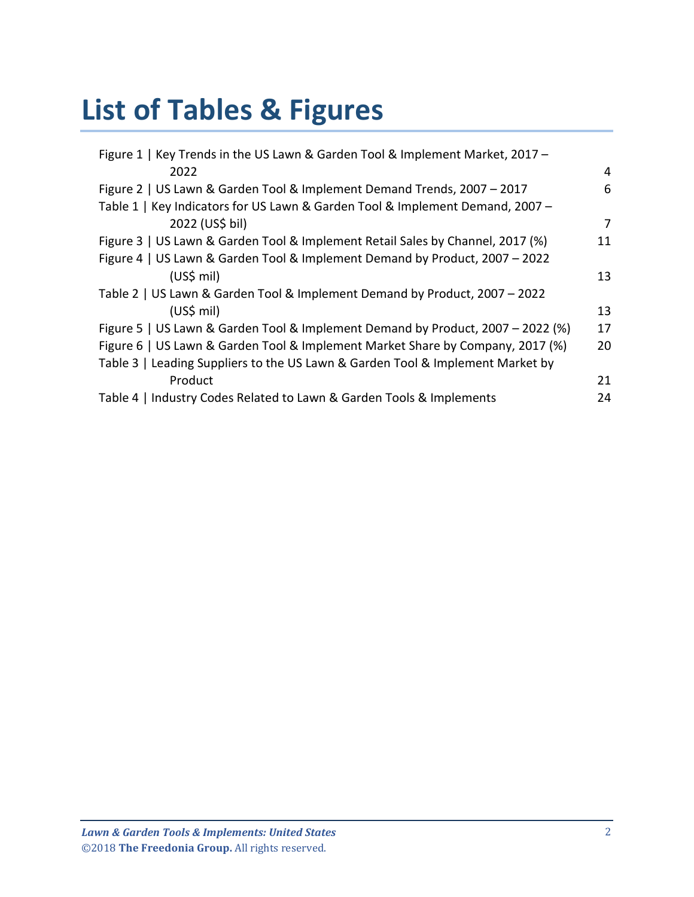# List of Tables & Figures

| | |
|---|---|
| Figure 1 \| Key Trends in the US Lawn & Garden Tool & Implement Market, 2017 – 2022 | 4 |
| Figure 2 \| US Lawn & Garden Tool & Implement Demand Trends, 2007 – 2017 | 6 |
| Table 1 \| Key Indicators for US Lawn & Garden Tool & Implement Demand, 2007 – 2022 (US$ bil) | 7 |
| Figure 3 \| US Lawn & Garden Tool & Implement Retail Sales by Channel, 2017 (%) | 11 |
| Figure 4 \| US Lawn & Garden Tool & Implement Demand by Product, 2007 – 2022 (US$ mil) | 13 |
| Table 2 \| US Lawn & Garden Tool & Implement Demand by Product, 2007 – 2022 (US$ mil) | 13 |
| Figure 5 \| US Lawn & Garden Tool & Implement Demand by Product, 2007 – 2022 (%) | 17 |
| Figure 6 \| US Lawn & Garden Tool & Implement Market Share by Company, 2017 (%) | 20 |
| Table 3 \| Leading Suppliers to the US Lawn & Garden Tool & Implement Market by Product | 21 |
| Table 4 \| Industry Codes Related to Lawn & Garden Tools & Implements | 24 |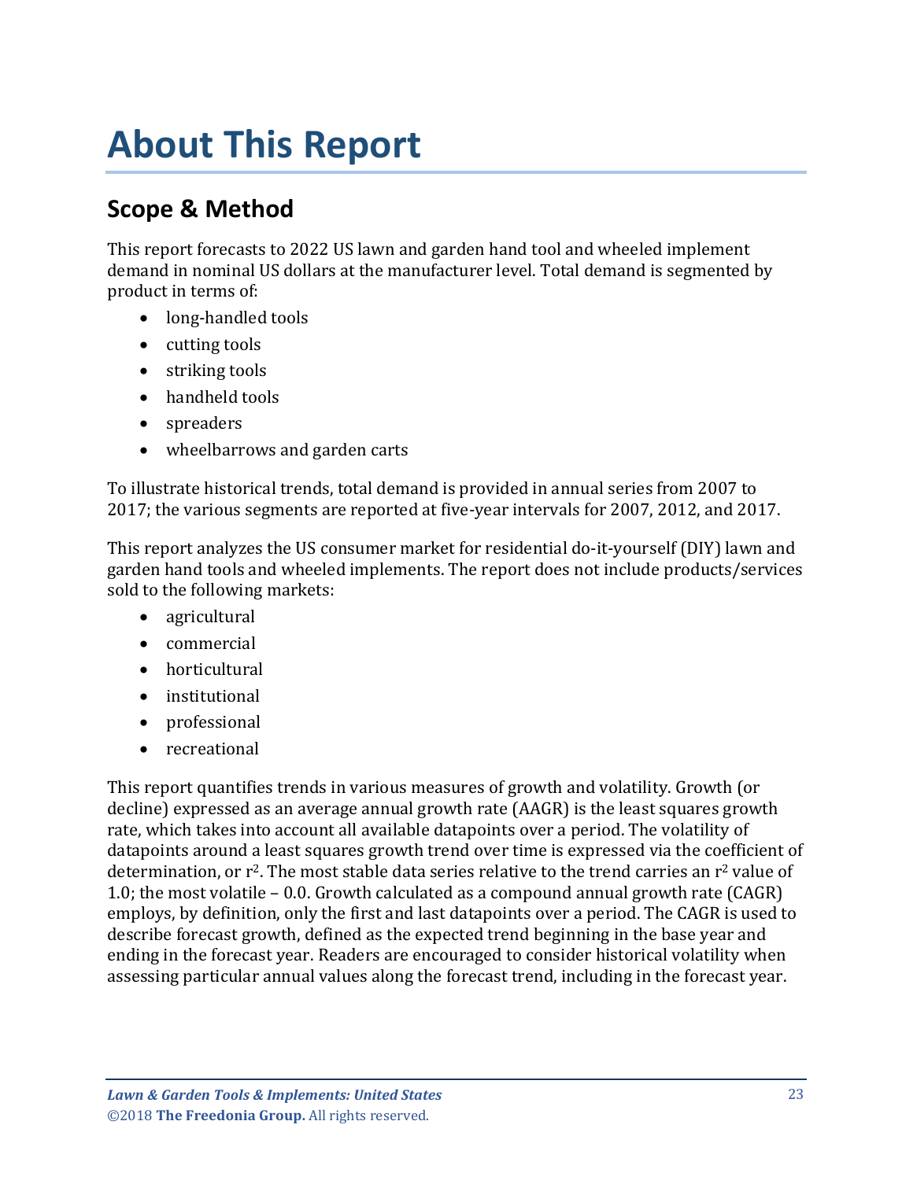# About This Report

## Scope & Method

This report forecasts to 2022 US lawn and garden hand tool and wheeled implement demand in nominal US dollars at the manufacturer level. Total demand is segmented by product in terms of:

- long-handled tools
- cutting tools
- striking tools
- handheld tools
- spreaders
- wheelbarrows and garden carts

To illustrate historical trends, total demand is provided in annual series from 2007 to 2017; the various segments are reported at five-year intervals for 2007, 2012, and 2017.

This report analyzes the US consumer market for residential do-it-yourself (DIY) lawn and garden hand tools and wheeled implements. The report does not include products/services sold to the following markets:

- agricultural
- commercial
- horticultural
- institutional
- professional
- recreational

This report quantifies trends in various measures of growth and volatility. Growth (or decline) expressed as an average annual growth rate (AAGR) is the least squares growth rate, which takes into account all available datapoints over a period. The volatility of datapoints around a least squares growth trend over time is expressed via the coefficient of determination, or $r^2$. The most stable data series relative to the trend carries an $r^2$ value of 1.0; the most volatile – 0.0. Growth calculated as a compound annual growth rate (CAGR) employs, by definition, only the first and last datapoints over a period. The CAGR is used to describe forecast growth, defined as the expected trend beginning in the base year and ending in the forecast year. Readers are encouraged to consider historical volatility when assessing particular annual values along the forecast trend, including in the forecast year.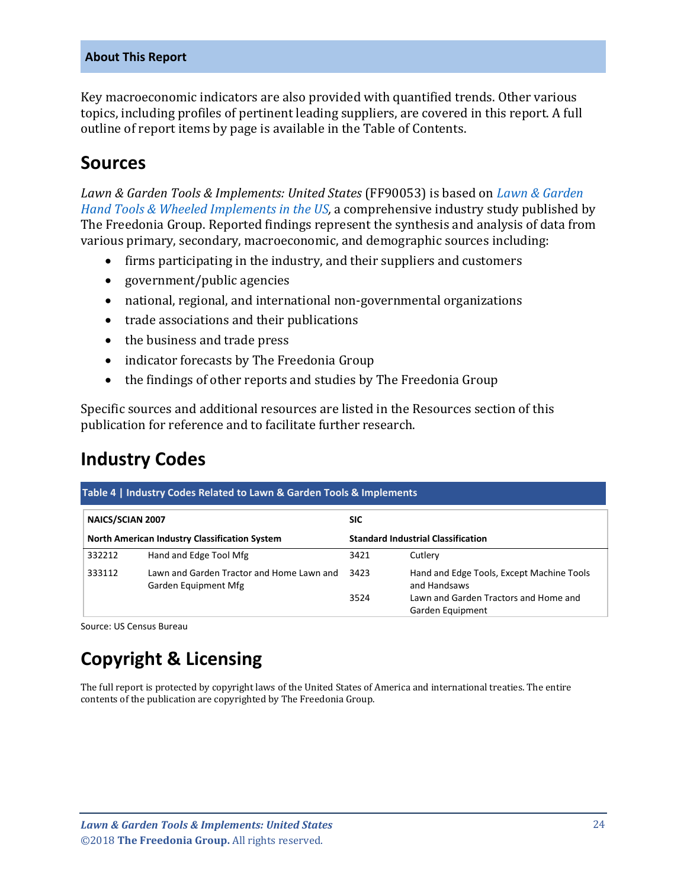**About This Report**

Key macroeconomic indicators are also provided with quantified trends. Other various topics, including profiles of pertinent leading suppliers, are covered in this report. A full outline of report items by page is available in the Table of Contents.

## Sources

*Lawn & Garden Tools & Implements: United States* (FF90053) is based on *Lawn & Garden Hand Tools & Wheeled Implements in the US*, a comprehensive industry study published by The Freedonia Group. Reported findings represent the synthesis and analysis of data from various primary, secondary, macroeconomic, and demographic sources including:

- firms participating in the industry, and their suppliers and customers
- government/public agencies
- national, regional, and international non-governmental organizations
- trade associations and their publications
- the business and trade press
- indicator forecasts by The Freedonia Group
- the findings of other reports and studies by The Freedonia Group

Specific sources and additional resources are listed in the Resources section of this publication for reference and to facilitate further research.

## Industry Codes

**Table 4 | Industry Codes Related to Lawn & Garden Tools & Implements**

| NAICS/SCIAN 2007 | | SIC | |
|---|---|---|---|
| **North American Industry Classification System** | | **Standard Industrial Classification** | |
| 332212 | Hand and Edge Tool Mfg | 3421 | Cutlery |
| 333112 | Lawn and Garden Tractor and Home Lawn and Garden Equipment Mfg | 3423 | Hand and Edge Tools, Except Machine Tools and Handsaws |
| | | 3524 | Lawn and Garden Tractors and Home and Garden Equipment |

Source: US Census Bureau

## Copyright & Licensing

The full report is protected by copyright laws of the United States of America and international treaties. The entire contents of the publication are copyrighted by The Freedonia Group.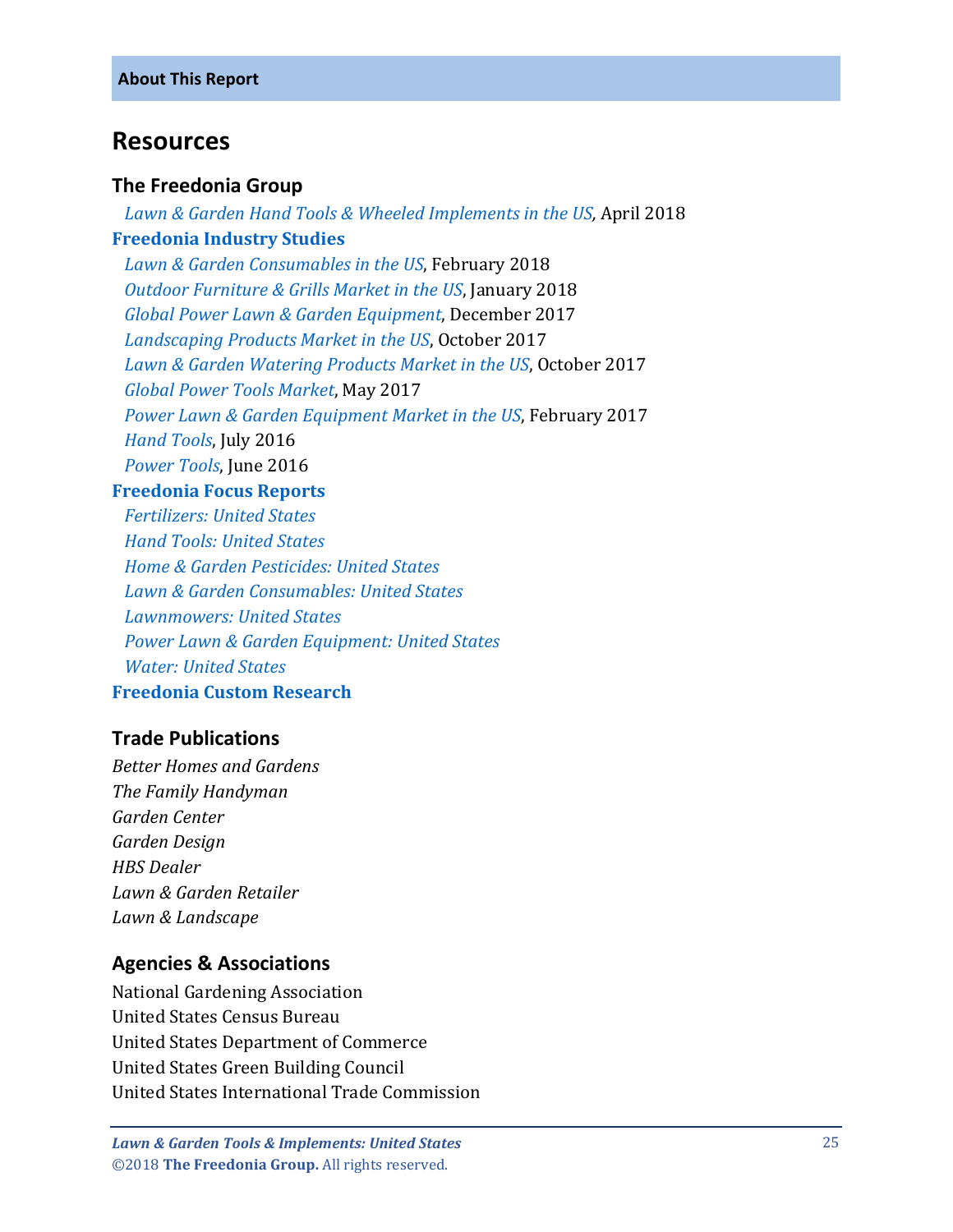**About This Report**

# Resources

### The Freedonia Group

*Lawn & Garden Hand Tools & Wheeled Implements in the US*, April 2018

**Freedonia Industry Studies**

*Lawn & Garden Consumables in the US*, February 2018
*Outdoor Furniture & Grills Market in the US*, January 2018
*Global Power Lawn & Garden Equipment*, December 2017
*Landscaping Products Market in the US*, October 2017
*Lawn & Garden Watering Products Market in the US*, October 2017
*Global Power Tools Market*, May 2017
*Power Lawn & Garden Equipment Market in the US*, February 2017
*Hand Tools*, July 2016
*Power Tools*, June 2016

**Freedonia Focus Reports**

*Fertilizers: United States*
*Hand Tools: United States*
*Home & Garden Pesticides: United States*
*Lawn & Garden Consumables: United States*
*Lawnmowers: United States*
*Power Lawn & Garden Equipment: United States*
*Water: United States*

**Freedonia Custom Research**

### Trade Publications

*Better Homes and Gardens*
*The Family Handyman*
*Garden Center*
*Garden Design*
*HBS Dealer*
*Lawn & Garden Retailer*
*Lawn & Landscape*

### Agencies & Associations

National Gardening Association
United States Census Bureau
United States Department of Commerce
United States Green Building Council
United States International Trade Commission